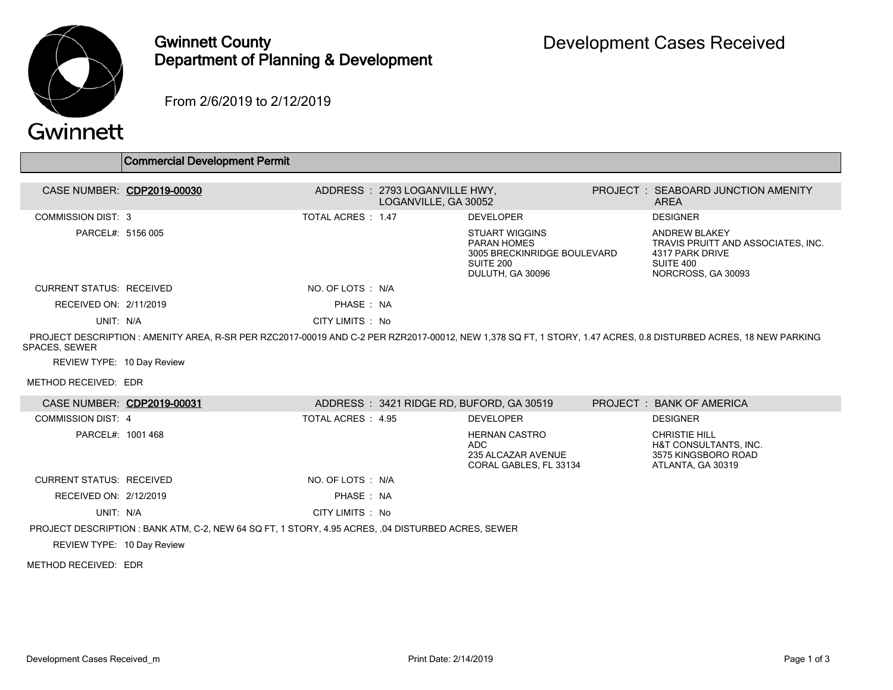# Gwinnett County
## Department of Planning & Development

# Development Cases Received

From 2/6/2019 to 2/12/2019

## Commercial Development Permit

**CASE NUMBER: CDP2019-00030**

ADDRESS : 2793 LOGANVILLE HWY, LOGANVILLE, GA 30052

PROJECT : SEABOARD JUNCTION AMENITY AREA

COMMISSION DIST: 3

TOTAL ACRES : 1.47

PARCEL#: 5156 005

| DEVELOPER | DESIGNER |
| --- | --- |
| STUART WIGGINS<br>PARAN HOMES<br>3005 BRECKINRIDGE BOULEVARD<br>SUITE 200<br>DULUTH, GA 30096 | ANDREW BLAKEY<br>TRAVIS PRUITT AND ASSOCIATES, INC.<br>4317 PARK DRIVE<br>SUITE 400<br>NORCROSS, GA 30093 |

CURRENT STATUS: RECEIVED

NO. OF LOTS : N/A

RECEIVED ON: 2/11/2019

PHASE : NA

UNIT: N/A

CITY LIMITS : No

PROJECT DESCRIPTION : AMENITY AREA, R-SR PER RZC2017-00019 AND C-2 PER RZR2017-00012, NEW 1,378 SQ FT, 1 STORY, 1.47 ACRES, 0.8 DISTURBED ACRES, 18 NEW PARKING SPACES, SEWER

REVIEW TYPE: 10 Day Review

METHOD RECEIVED: EDR

**CASE NUMBER: CDP2019-00031**

ADDRESS : 3421 RIDGE RD, BUFORD, GA 30519

PROJECT : BANK OF AMERICA

COMMISSION DIST: 4

TOTAL ACRES : 4.95

PARCEL#: 1001 468

| DEVELOPER | DESIGNER |
| --- | --- |
| HERNAN CASTRO<br>ADC<br>235 ALCAZAR AVENUE<br>CORAL GABLES, FL 33134 | CHRISTIE HILL<br>H&T CONSULTANTS, INC.<br>3575 KINGSBORO ROAD<br>ATLANTA, GA 30319 |

CURRENT STATUS: RECEIVED

NO. OF LOTS : N/A

RECEIVED ON: 2/12/2019

PHASE : NA

UNIT: N/A

CITY LIMITS : No

PROJECT DESCRIPTION : BANK ATM, C-2, NEW 64 SQ FT, 1 STORY, 4.95 ACRES, .04 DISTURBED ACRES, SEWER

REVIEW TYPE: 10 Day Review

METHOD RECEIVED: EDR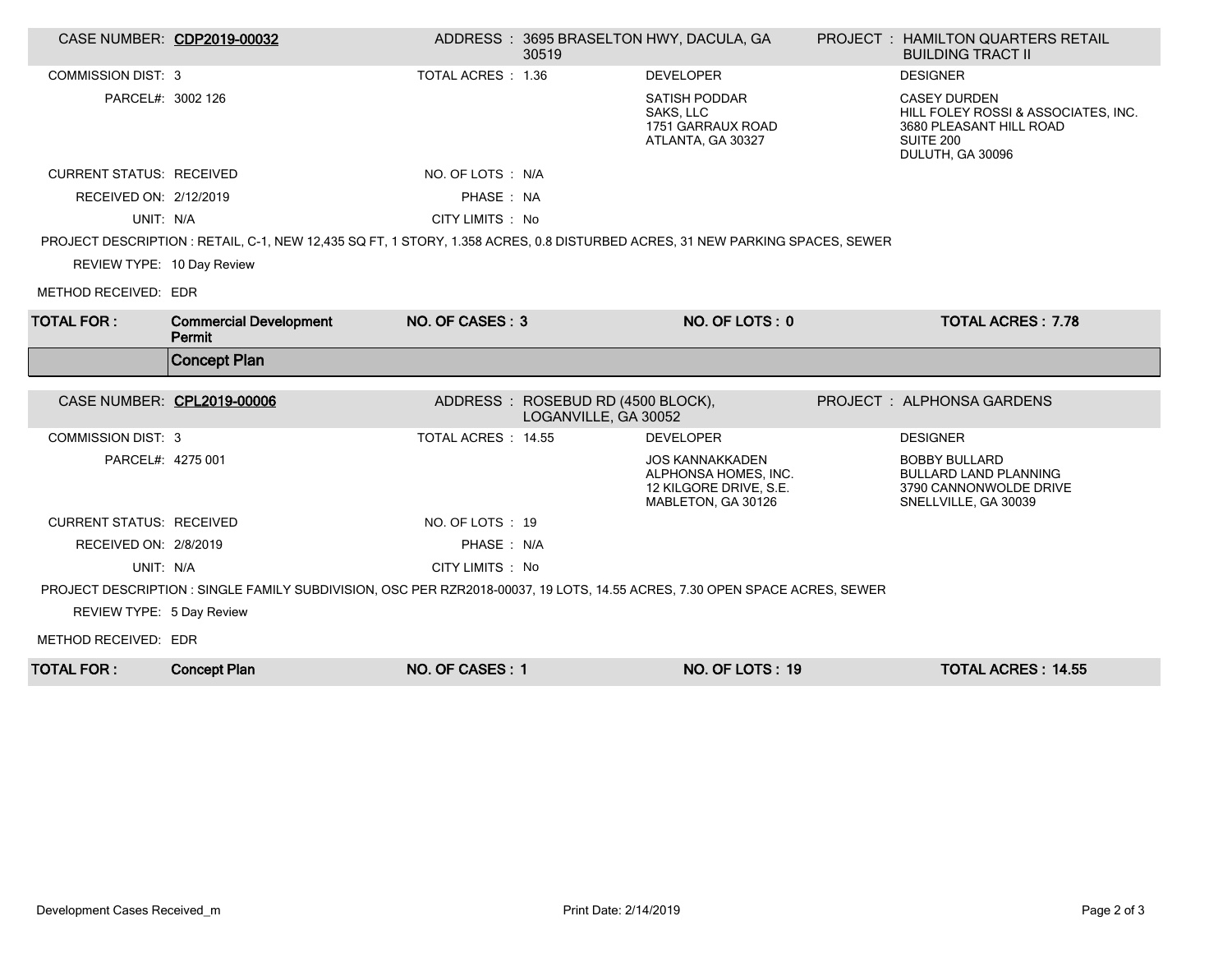| CASE NUMBER: | CDP2019-00032 | ADDRESS : | 3695 BRASELTON HWY, DACULA, GA 30519 | PROJECT : | HAMILTON QUARTERS RETAIL BUILDING TRACT II |
|---|---|---|---|---|---|
| COMMISSION DIST: | 3 | TOTAL ACRES : | 1.36 | DEVELOPER | DESIGNER |
| PARCEL#: | 3002 126 | | | SATISH PODDAR<br>SAKS, LLC<br>1751 GARRAUX ROAD<br>ATLANTA, GA 30327 | CASEY DURDEN<br>HILL FOLEY ROSSI & ASSOCIATES, INC.<br>3680 PLEASANT HILL ROAD<br>SUITE 200<br>DULUTH, GA 30096 |
| CURRENT STATUS: | RECEIVED | NO. OF LOTS : | N/A | | |
| RECEIVED ON: | 2/12/2019 | PHASE : | NA | | |
| UNIT: | N/A | CITY LIMITS : | No | | |

PROJECT DESCRIPTION : RETAIL, C-1, NEW 12,435 SQ FT, 1 STORY, 1.358 ACRES, 0.8 DISTURBED ACRES, 31 NEW PARKING SPACES, SEWER

REVIEW TYPE: 10 Day Review

METHOD RECEIVED: EDR

| **TOTAL FOR :** | **Commercial Development Permit** | **NO. OF CASES : 3** | **NO. OF LOTS : 0** | **TOTAL ACRES : 7.78** |
|---|---|---|---|---|

## Concept Plan

| CASE NUMBER: | CPL2019-00006 | ADDRESS : | ROSEBUD RD (4500 BLOCK), LOGANVILLE, GA 30052 | PROJECT : | ALPHONSA GARDENS |
|---|---|---|---|---|---|
| COMMISSION DIST: | 3 | TOTAL ACRES : | 14.55 | DEVELOPER | DESIGNER |
| PARCEL#: | 4275 001 | | | JOS KANNAKKADEN<br>ALPHONSA HOMES, INC.<br>12 KILGORE DRIVE, S.E.<br>MABLETON, GA 30126 | BOBBY BULLARD<br>BULLARD LAND PLANNING<br>3790 CANNONWOLDE DRIVE<br>SNELLVILLE, GA 30039 |
| CURRENT STATUS: | RECEIVED | NO. OF LOTS : | 19 | | |
| RECEIVED ON: | 2/8/2019 | PHASE : | N/A | | |
| UNIT: | N/A | CITY LIMITS : | No | | |

PROJECT DESCRIPTION : SINGLE FAMILY SUBDIVISION, OSC PER RZR2018-00037, 19 LOTS, 14.55 ACRES, 7.30 OPEN SPACE ACRES, SEWER

REVIEW TYPE: 5 Day Review

METHOD RECEIVED: EDR

| **TOTAL FOR :** | **Concept Plan** | **NO. OF CASES : 1** | **NO. OF LOTS : 19** | **TOTAL ACRES : 14.55** |
|---|---|---|---|---|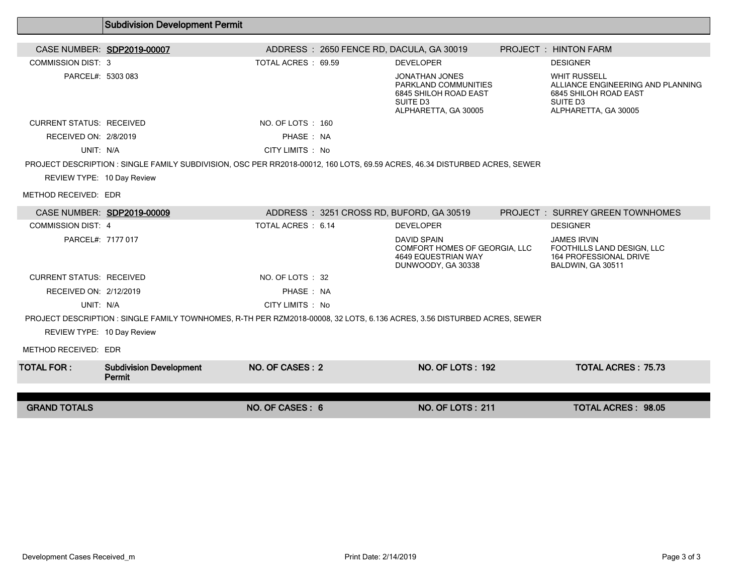## Subdivision Development Permit

**CASE NUMBER: SDP2019-00007** | ADDRESS : 2650 FENCE RD, DACULA, GA 30019 | PROJECT : HINTON FARM

COMMISSION DIST: 3
PARCEL#: 5303 083
TOTAL ACRES : 69.59

| DEVELOPER | DESIGNER |
|---|---|
| JONATHAN JONES<br>PARKLAND COMMUNITIES<br>6845 SHILOH ROAD EAST<br>SUITE D3<br>ALPHARETTA, GA 30005 | WHIT RUSSELL<br>ALLIANCE ENGINEERING AND PLANNING<br>6845 SHILOH ROAD EAST<br>SUITE D3<br>ALPHARETTA, GA 30005 |

CURRENT STATUS: RECEIVED
NO. OF LOTS : 160
RECEIVED ON: 2/8/2019
PHASE : NA
UNIT: N/A
CITY LIMITS : No

PROJECT DESCRIPTION : SINGLE FAMILY SUBDIVISION, OSC PER RR2018-00012, 160 LOTS, 69.59 ACRES, 46.34 DISTURBED ACRES, SEWER

REVIEW TYPE: 10 Day Review

METHOD RECEIVED: EDR

**CASE NUMBER: SDP2019-00009** | ADDRESS : 3251 CROSS RD, BUFORD, GA 30519 | PROJECT : SURREY GREEN TOWNHOMES

COMMISSION DIST: 4
PARCEL#: 7177 017
TOTAL ACRES : 6.14

| DEVELOPER | DESIGNER |
|---|---|
| DAVID SPAIN<br>COMFORT HOMES OF GEORGIA, LLC<br>4649 EQUESTRIAN WAY<br>DUNWOODY, GA 30338 | JAMES IRVIN<br>FOOTHILLS LAND DESIGN, LLC<br>164 PROFESSIONAL DRIVE<br>BALDWIN, GA 30511 |

CURRENT STATUS: RECEIVED
NO. OF LOTS : 32
RECEIVED ON: 2/12/2019
PHASE : NA
UNIT: N/A
CITY LIMITS : No

PROJECT DESCRIPTION : SINGLE FAMILY TOWNHOMES, R-TH PER RZM2018-00008, 32 LOTS, 6.136 ACRES, 3.56 DISTURBED ACRES, SEWER

REVIEW TYPE: 10 Day Review

METHOD RECEIVED: EDR

| TOTAL FOR : | Subdivision Development Permit | NO. OF CASES : 2 | NO. OF LOTS : 192 | TOTAL ACRES : 75.73 |
|---|---|---|---|---|
| **GRAND TOTALS** | | **NO. OF CASES : 6** | **NO. OF LOTS : 211** | **TOTAL ACRES : 98.05** |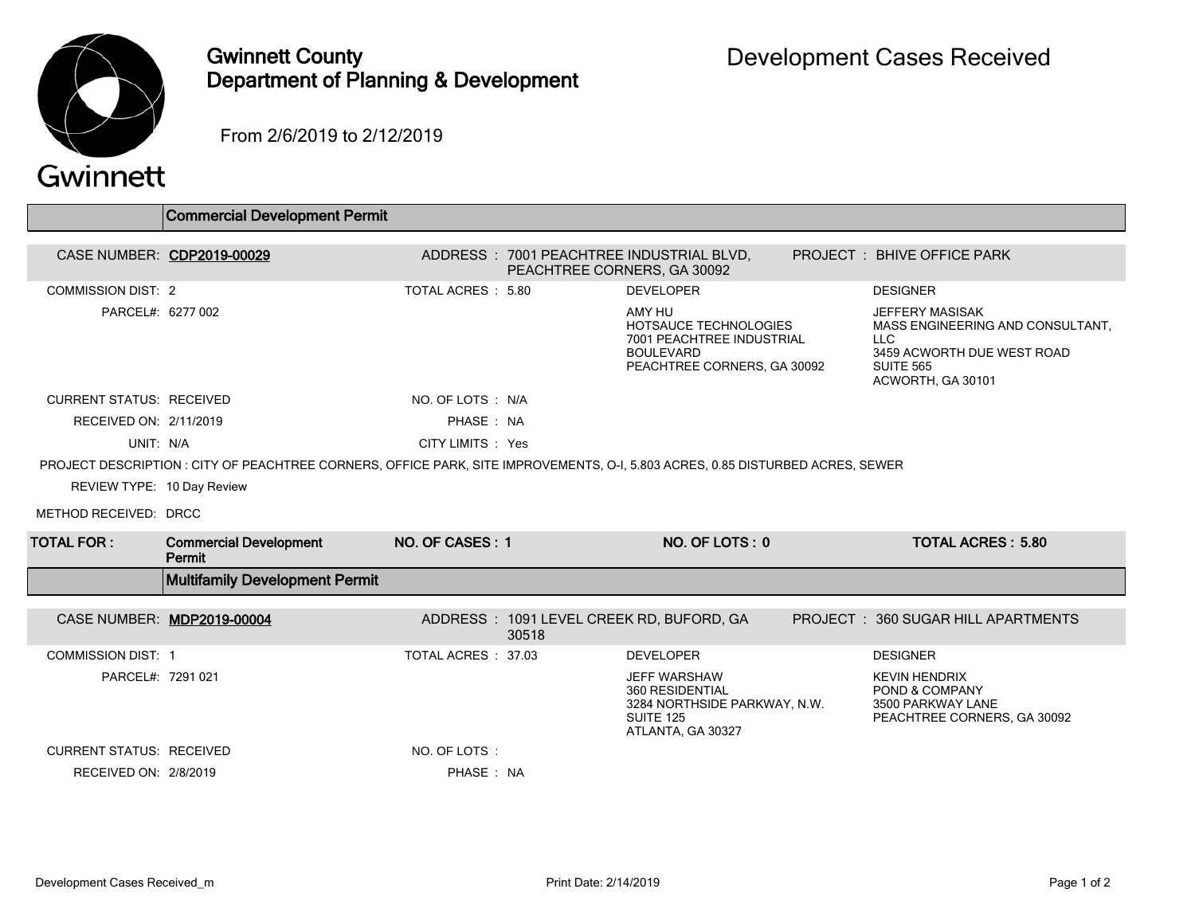# Gwinnett County Department of Planning & Development

# Development Cases Received

From 2/6/2019 to 2/12/2019

## Commercial Development Permit

**CASE NUMBER:** CDP2019-00029
**ADDRESS:** 7001 PEACHTREE INDUSTRIAL BLVD, PEACHTREE CORNERS, GA 30092
**PROJECT:** BHIVE OFFICE PARK

COMMISSION DIST: 2
TOTAL ACRES: 5.80
PARCEL#: 6277 002

**DEVELOPER**
AMY HU
HOTSAUCE TECHNOLOGIES
7001 PEACHTREE INDUSTRIAL BOULEVARD
PEACHTREE CORNERS, GA 30092

**DESIGNER**
JEFFERY MASISAK
MASS ENGINEERING AND CONSULTANT, LLC
3459 ACWORTH DUE WEST ROAD
SUITE 565
ACWORTH, GA 30101

CURRENT STATUS: RECEIVED
NO. OF LOTS: N/A
RECEIVED ON: 2/11/2019
PHASE: NA
UNIT: N/A
CITY LIMITS: Yes

PROJECT DESCRIPTION: CITY OF PEACHTREE CORNERS, OFFICE PARK, SITE IMPROVEMENTS, O-I, 5.803 ACRES, 0.85 DISTURBED ACRES, SEWER

REVIEW TYPE: 10 Day Review

METHOD RECEIVED: DRCC

| TOTAL FOR: | NO. OF CASES | NO. OF LOTS | TOTAL ACRES |
|---|---|---|---|
| Commercial Development Permit | 1 | 0 | 5.80 |

## Multifamily Development Permit

**CASE NUMBER:** MDP2019-00004
**ADDRESS:** 1091 LEVEL CREEK RD, BUFORD, GA 30518
**PROJECT:** 360 SUGAR HILL APARTMENTS

COMMISSION DIST: 1
TOTAL ACRES: 37.03
PARCEL#: 7291 021

**DEVELOPER**
JEFF WARSHAW
360 RESIDENTIAL
3284 NORTHSIDE PARKWAY, N.W.
SUITE 125
ATLANTA, GA 30327

**DESIGNER**
KEVIN HENDRIX
POND & COMPANY
3500 PARKWAY LANE
PEACHTREE CORNERS, GA 30092

CURRENT STATUS: RECEIVED
NO. OF LOTS:
RECEIVED ON: 2/8/2019
PHASE: NA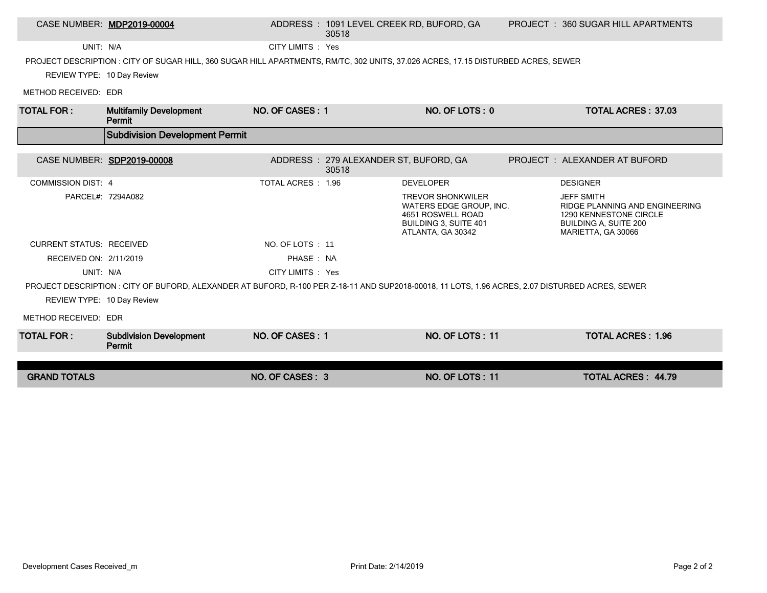| | | | |
|---|---|---|---|
| CASE NUMBER: **MDP2019-00004** | ADDRESS : 1091 LEVEL CREEK RD, BUFORD, GA 30518 | | PROJECT : 360 SUGAR HILL APARTMENTS |
| UNIT: N/A | CITY LIMITS : Yes | | |

PROJECT DESCRIPTION : CITY OF SUGAR HILL, 360 SUGAR HILL APARTMENTS, RM/TC, 302 UNITS, 37.026 ACRES, 17.15 DISTURBED ACRES, SEWER

REVIEW TYPE: 10 Day Review

METHOD RECEIVED: EDR

| TOTAL FOR : | NO. OF CASES | NO. OF LOTS | TOTAL ACRES |
|---|---|---|---|
| **Multifamily Development Permit** | **1** | **0** | **37.03** |

## Subdivision Development Permit

| | | | |
|---|---|---|---|
| CASE NUMBER: **SDP2019-00008** | ADDRESS : 279 ALEXANDER ST, BUFORD, GA 30518 | | PROJECT : ALEXANDER AT BUFORD |
| COMMISSION DIST: 4 | TOTAL ACRES : 1.96 | DEVELOPER | DESIGNER |
| PARCEL#: 7294A082 | | TREVOR SHONKWILER<br>WATERS EDGE GROUP, INC.<br>4651 ROSWELL ROAD<br>BUILDING 3, SUITE 401<br>ATLANTA, GA 30342 | JEFF SMITH<br>RIDGE PLANNING AND ENGINEERING<br>1290 KENNESTONE CIRCLE<br>BUILDING A, SUITE 200<br>MARIETTA, GA 30066 |
| CURRENT STATUS: RECEIVED | NO. OF LOTS : 11 | | |
| RECEIVED ON: 2/11/2019 | PHASE : NA | | |
| UNIT: N/A | CITY LIMITS : Yes | | |

PROJECT DESCRIPTION : CITY OF BUFORD, ALEXANDER AT BUFORD, R-100 PER Z-18-11 AND SUP2018-00018, 11 LOTS, 1.96 ACRES, 2.07 DISTURBED ACRES, SEWER

REVIEW TYPE: 10 Day Review

METHOD RECEIVED: EDR

| TOTAL FOR : | NO. OF CASES | NO. OF LOTS | TOTAL ACRES |
|---|---|---|---|
| **Subdivision Development Permit** | **1** | **11** | **1.96** |

| | NO. OF CASES | NO. OF LOTS | TOTAL ACRES |
|---|---|---|---|
| **GRAND TOTALS** | **3** | **11** | **44.79** |

Development Cases Received_m — Print Date: 2/14/2019